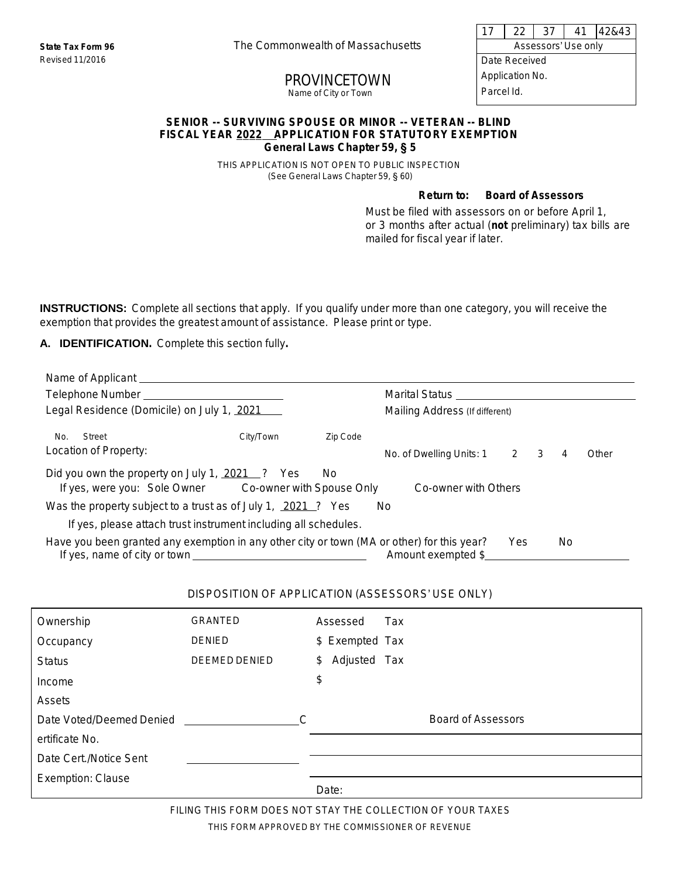State Tax Form 96
Revised 11/2016

The Commonwealth of Massachusetts

| 17 | 22 | 37 | 41 | 42&43 |
|---|---|---|---|---|
| Assessors' Use only | | | | |
| Date Received | | | | |
| Application No. | | | | |
| Parcel Id. | | | | |

PROVINCETOWN
Name of City or Town

**SENIOR -- SURVIVING SPOUSE OR MINOR -- VETERAN -- BLIND**
**FISCAL YEAR 2022 APPLICATION FOR STATUTORY EXEMPTION**
**General Laws Chapter 59, § 5**

THIS APPLICATION IS NOT OPEN TO PUBLIC INSPECTION
(See General Laws Chapter 59, § 60)

**Return to: Board of Assessors**

Must be filed with assessors on or before April 1, or 3 months after actual (**not** preliminary) tax bills are mailed for fiscal year if later.

**INSTRUCTIONS:** Complete all sections that apply. If you qualify under more than one category, you will receive the exemption that provides the greatest amount of assistance. Please print or type.

**A. IDENTIFICATION.** Complete this section fully**.**

Name of Applicant ______________________________

Telephone Number ______________________ Marital Status ______________________

Legal Residence (Domicile) on July 1, 2021 Mailing Address (If different)

No. Street City/Town Zip Code

Location of Property: No. of Dwelling Units: 1 2 3 4 Other

Did you own the property on July 1, 2021 ? Yes No
If yes, were you: Sole Owner Co-owner with Spouse Only Co-owner with Others

Was the property subject to a trust as of July 1, 2021 ? Yes No
If yes, please attach trust instrument including all schedules.

Have you been granted any exemption in any other city or town (MA or other) for this year? Yes No
If yes, name of city or town ______________________ Amount exempted $______________________

DISPOSITION OF APPLICATION (ASSESSORS' USE ONLY)

| | | | |
|---|---|---|---|
| Ownership | GRANTED | Assessed Tax | |
| Occupancy | DENIED | $ Exempted Tax | |
| Status | DEEMED DENIED | $ Adjusted Tax | |
| Income | | $ | |
| Assets | | | |
| Date Voted/Deemed Denied | ______________ | | Board of Assessors |
| Certificate No. | | | |
| Date Cert./Notice Sent | ______________ | | |
| Exemption: Clause | | Date: | |

FILING THIS FORM DOES NOT STAY THE COLLECTION OF YOUR TAXES

THIS FORM APPROVED BY THE COMMISSIONER OF REVENUE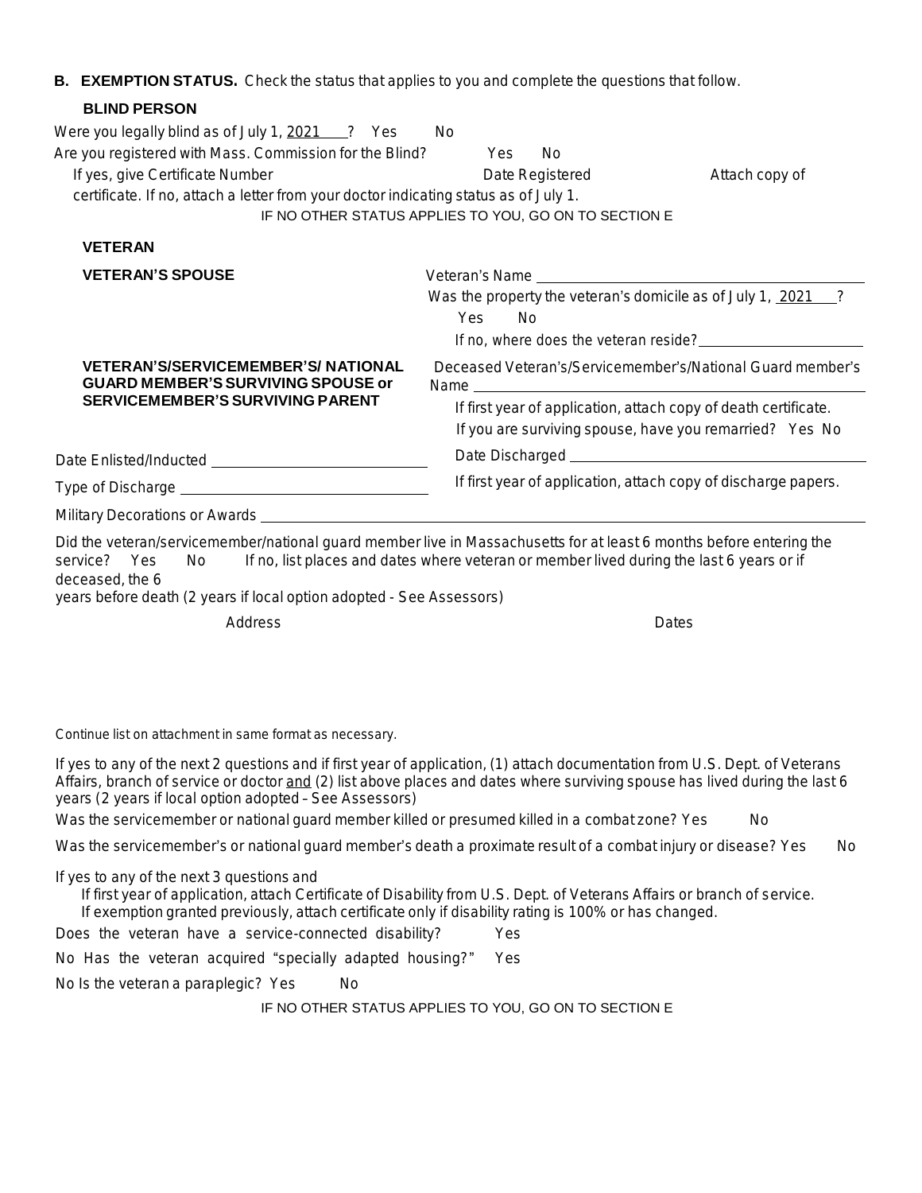**B. EXEMPTION STATUS.** Check the status that applies to you and complete the questions that follow.

**BLIND PERSON**

Were you legally blind as of July 1, 2021 ? Yes No

Are you registered with Mass. Commission for the Blind? Yes No

If yes, give Certificate Number Date Registered Attach copy of certificate. If no, attach a letter from your doctor indicating status as of July 1.

IF NO OTHER STATUS APPLIES TO YOU, GO ON TO SECTION E

**VETERAN**

**VETERAN'S SPOUSE**

Veteran's Name \_\_\_\_\_\_\_\_\_\_\_\_\_\_\_\_\_\_\_\_

Was the property the veteran's domicile as of July 1, 2021 ?

Yes No

If no, where does the veteran reside? \_\_\_\_\_\_\_\_\_\_\_\_\_\_\_\_\_\_\_\_

**VETERAN'S/SERVICEMEMBER'S/ NATIONAL GUARD MEMBER'S SURVIVING SPOUSE or SERVICEMEMBER'S SURVIVING PARENT**

Deceased Veteran's/Servicemember's/National Guard member's Name \_\_\_\_\_\_\_\_\_\_\_\_\_\_\_\_\_\_\_\_

If first year of application, attach copy of death certificate.

If you are surviving spouse, have you remarried? Yes No

Date Enlisted/Inducted \_\_\_\_\_\_\_\_\_\_\_\_\_\_\_\_\_\_\_\_

Date Discharged \_\_\_\_\_\_\_\_\_\_\_\_\_\_\_\_\_\_\_\_

Type of Discharge \_\_\_\_\_\_\_\_\_\_\_\_\_\_\_\_\_\_\_\_

If first year of application, attach copy of discharge papers.

Military Decorations or Awards \_\_\_\_\_\_\_\_\_\_\_\_\_\_\_\_\_\_\_\_

Did the veteran/servicemember/national guard member live in Massachusetts for at least 6 months before entering the service? Yes No If no, list places and dates where veteran or member lived during the last 6 years or if deceased, the 6 years before death (2 years if local option adopted - See Assessors)

| Address | Dates |
| --- | --- |
| | |

Continue list on attachment in same format as necessary.

If yes to any of the next 2 questions and if first year of application, (1) attach documentation from U.S. Dept. of Veterans Affairs, branch of service or doctor and (2) list above places and dates where surviving spouse has lived during the last 6 years (2 years if local option adopted – See Assessors)

Was the servicemember or national guard member killed or presumed killed in a combat zone? Yes No

Was the servicemember's or national guard member's death a proximate result of a combat injury or disease? Yes No

If yes to any of the next 3 questions and

If first year of application, attach Certificate of Disability from U.S. Dept. of Veterans Affairs or branch of service.

If exemption granted previously, attach certificate only if disability rating is 100% or has changed.

Does the veteran have a service-connected disability? Yes No

Has the veteran acquired "specially adapted housing?" Yes No

Is the veteran a paraplegic? Yes No

IF NO OTHER STATUS APPLIES TO YOU, GO ON TO SECTION E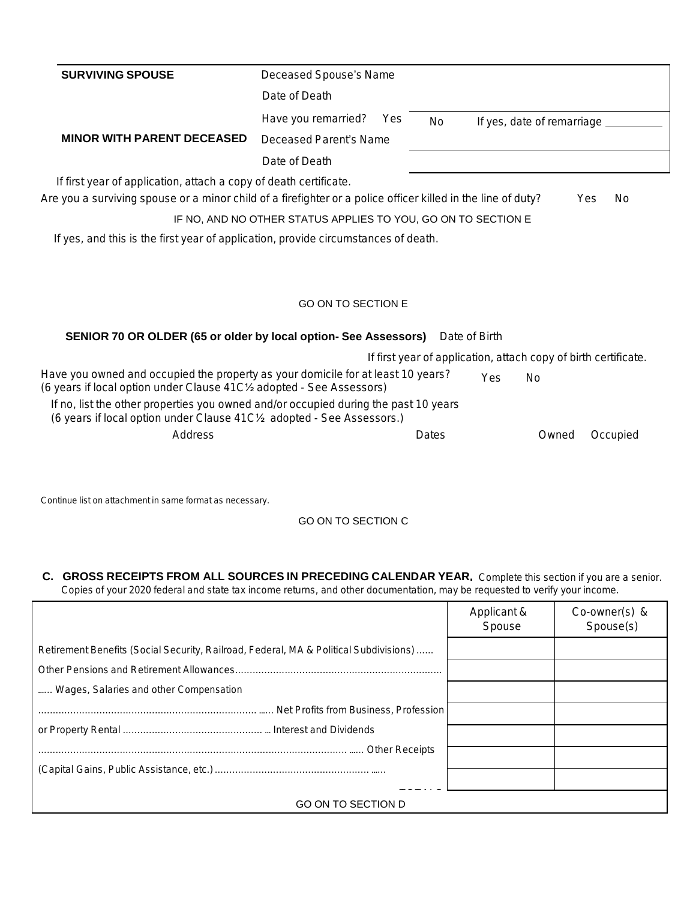| **SURVIVING SPOUSE** | Deceased Spouse's Name | |
|---|---|---|
| | Date of Death | |
| | Have you remarried? Yes | No If yes, date of remarriage __________ |
| **MINOR WITH PARENT DECEASED** | Deceased Parent's Name | |
| | Date of Death | |

If first year of application, attach a copy of death certificate.

Are you a surviving spouse or a minor child of a firefighter or a police officer killed in the line of duty? Yes No

IF NO, AND NO OTHER STATUS APPLIES TO YOU, GO ON TO SECTION E

If yes, and this is the first year of application, provide circumstances of death.

GO ON TO SECTION E

**SENIOR 70 OR OLDER (65 or older by local option- See Assessors)** Date of Birth

If first year of application, attach copy of birth certificate.

Have you owned and occupied the property as your domicile for at least 10 years? Yes No
(6 years if local option under Clause 41C½ adopted - See Assessors)

If no, list the other properties you owned and/or occupied during the past 10 years
(6 years if local option under Clause 41C½ adopted - See Assessors.)

| Address | Dates | Owned | Occupied |
|---|---|---|---|
| | | | |

Continue list on attachment in same format as necessary.

GO ON TO SECTION C

**C. GROSS RECEIPTS FROM ALL SOURCES IN PRECEDING CALENDAR YEAR.** Complete this section if you are a senior. Copies of your 2020 federal and state tax income returns, and other documentation, may be requested to verify your income.

| | Applicant & Spouse | Co-owner(s) & Spouse(s) |
|---|---|---|
| Retirement Benefits (Social Security, Railroad, Federal, MA & Political Subdivisions) ...... | | |
| Other Pensions and Retirement Allowances...... | | |
| Wages, Salaries and other Compensation ...... | | |
| Net Profits from Business, Profession or Property Rental ...... | | |
| Interest and Dividends ...... | | |
| Other Receipts (Capital Gains, Public Assistance, etc.) ...... | | |
| TOTALS | | |

GO ON TO SECTION D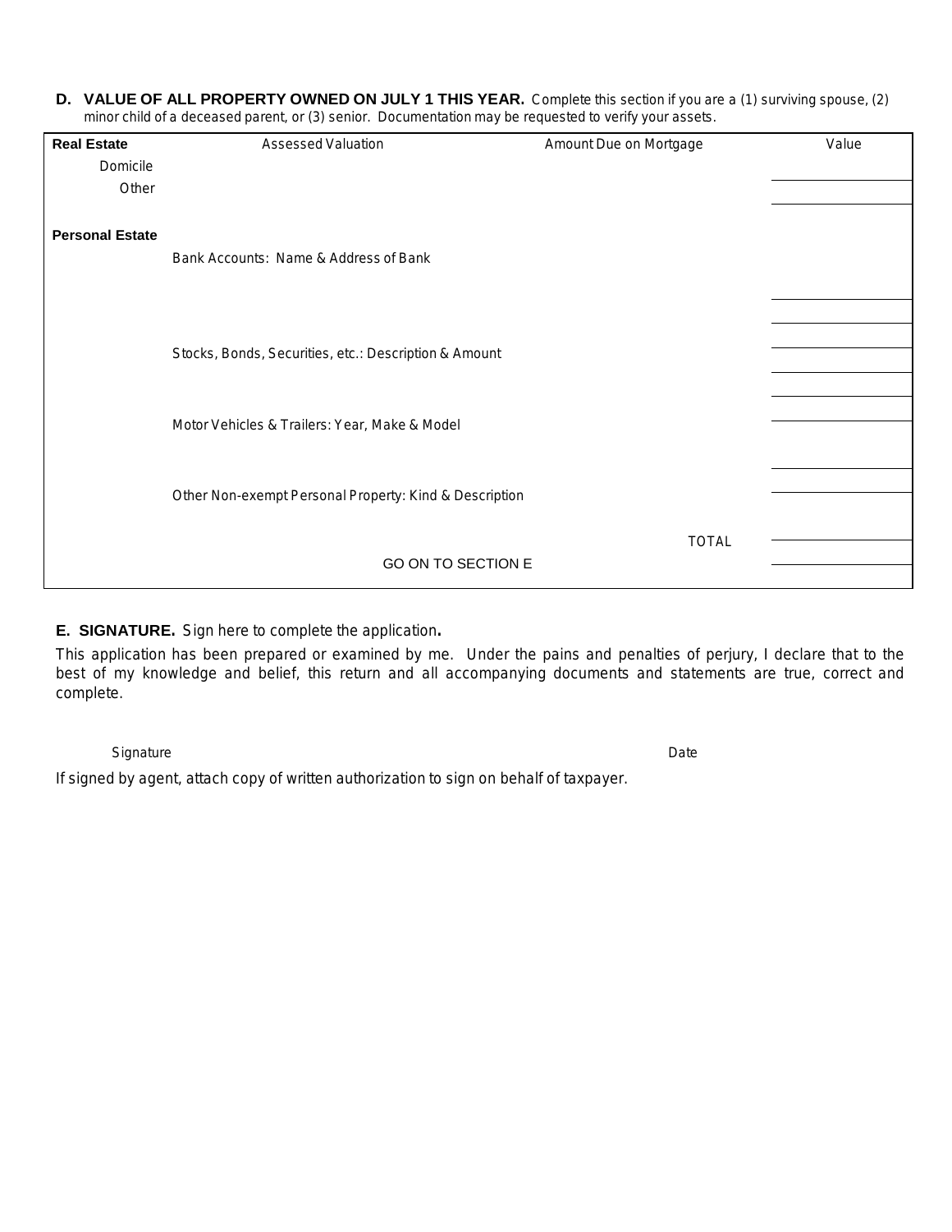**D. VALUE OF ALL PROPERTY OWNED ON JULY 1 THIS YEAR.** Complete this section if you are a (1) surviving spouse, (2) minor child of a deceased parent, or (3) senior. Documentation may be requested to verify your assets.

| **Real Estate** | Assessed Valuation | Amount Due on Mortgage | Value |
|---|---|---|---|
| Domicile | | | |
| Other | | | |
| **Personal Estate** | | | |
| | Bank Accounts: Name & Address of Bank | | |
| | | | |
| | | | |
| | Stocks, Bonds, Securities, etc.: Description & Amount | | |
| | | | |
| | | | |
| | Motor Vehicles & Trailers: Year, Make & Model | | |
| | | | |
| | Other Non-exempt Personal Property: Kind & Description | | |
| | | TOTAL | |
| | GO ON TO SECTION E | | |

**E. SIGNATURE.** Sign here to complete the application**.**

This application has been prepared or examined by me. Under the pains and penalties of perjury, I declare that to the best of my knowledge and belief, this return and all accompanying documents and statements are true, correct and complete.

Signature ______________________________ Date ______________

If signed by agent, attach copy of written authorization to sign on behalf of taxpayer.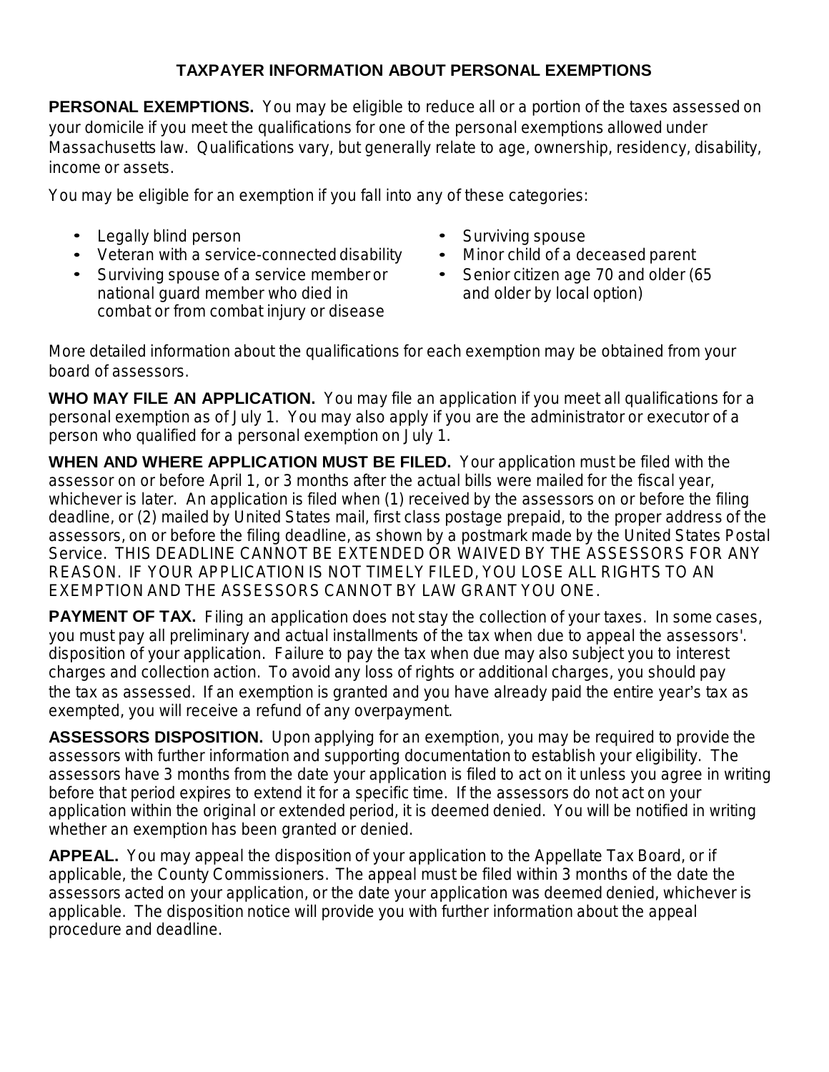# TAXPAYER INFORMATION ABOUT PERSONAL EXEMPTIONS

**PERSONAL EXEMPTIONS.** You may be eligible to reduce all or a portion of the taxes assessed on your domicile if you meet the qualifications for one of the personal exemptions allowed under Massachusetts law. Qualifications vary, but generally relate to age, ownership, residency, disability, income or assets.

You may be eligible for an exemption if you fall into any of these categories:

- Legally blind person
- Veteran with a service-connected disability
- Surviving spouse of a service member or national guard member who died in combat or from combat injury or disease
- Surviving spouse
- Minor child of a deceased parent
- Senior citizen age 70 and older (65 and older by local option)

More detailed information about the qualifications for each exemption may be obtained from your board of assessors.

**WHO MAY FILE AN APPLICATION.** You may file an application if you meet all qualifications for a personal exemption as of July 1. You may also apply if you are the administrator or executor of a person who qualified for a personal exemption on July 1.

**WHEN AND WHERE APPLICATION MUST BE FILED.** Your application must be filed with the assessor on or before April 1, or 3 months after the actual bills were mailed for the fiscal year, whichever is later. An application is filed when (1) received by the assessors on or before the filing deadline, or (2) mailed by United States mail, first class postage prepaid, to the proper address of the assessors, on or before the filing deadline, as shown by a postmark made by the United States Postal Service. THIS DEADLINE CANNOT BE EXTENDED OR WAIVED BY THE ASSESSORS FOR ANY REASON. IF YOUR APPLICATION IS NOT TIMELY FILED, YOU LOSE ALL RIGHTS TO AN EXEMPTION AND THE ASSESSORS CANNOT BY LAW GRANT YOU ONE.

**PAYMENT OF TAX.** Filing an application does not stay the collection of your taxes. In some cases, you must pay all preliminary and actual installments of the tax when due to appeal the assessors'. disposition of your application. Failure to pay the tax when due may also subject you to interest charges and collection action. To avoid any loss of rights or additional charges, you should pay the tax as assessed. If an exemption is granted and you have already paid the entire year's tax as exempted, you will receive a refund of any overpayment.

**ASSESSORS DISPOSITION.** Upon applying for an exemption, you may be required to provide the assessors with further information and supporting documentation to establish your eligibility. The assessors have 3 months from the date your application is filed to act on it unless you agree in writing before that period expires to extend it for a specific time. If the assessors do not act on your application within the original or extended period, it is deemed denied. You will be notified in writing whether an exemption has been granted or denied.

**APPEAL.** You may appeal the disposition of your application to the Appellate Tax Board, or if applicable, the County Commissioners. The appeal must be filed within 3 months of the date the assessors acted on your application, or the date your application was deemed denied, whichever is applicable. The disposition notice will provide you with further information about the appeal procedure and deadline.